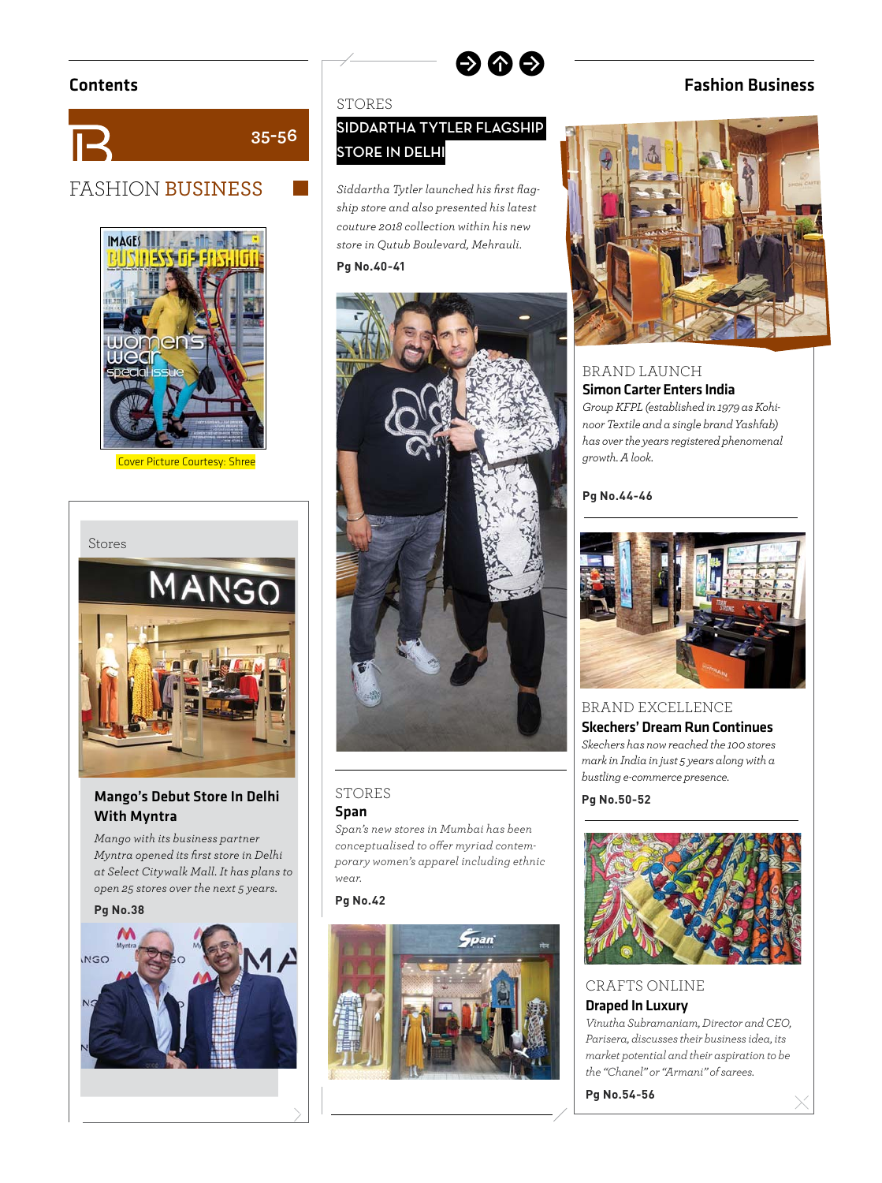## Contents

35-56

# FASHION BUSINESS

Cover Picture Courtesy: Shree

Stores

### Mango's Debut Store In Delhi With Myntra

*Mango with its business partner Myntra opened its first store in Delhi at Select Citywalk Mall. It has plans to open 25 stores over the next 5 years.*

**Pg No.38**

STORES

### SIDDARTHA TYTLER FLAGSHIP STORE IN DELHI

*Siddartha Tytler launched his first flagship store and also presented his latest couture 2018 collection within his new store in Qutub Boulevard, Mehrauli.*

**Pg No.40-41**

STORES

### Span

*Span's new stores in Mumbai has been conceptualised to offer myriad contemporary women's apparel including ethnic wear.*

**Pg No.42**

## Fashion Business

BRAND LAUNCH

### Simon Carter Enters India

*Group KFPL (established in 1979 as Kohinoor Textile and a single brand Yashfab) has over the years registered phenomenal growth. A look.*

**Pg No.44-46**

BRAND EXCELLENCE

### Skechers' Dream Run Continues

*Skechers has now reached the 100 stores mark in India in just 5 years along with a bustling e-commerce presence.*

**Pg No.50-52**

CRAFTS ONLINE

### Draped In Luxury

*Vinutha Subramaniam, Director and CEO, Parisera, discusses their business idea, its market potential and their aspiration to be the "Chanel" or "Armani" of sarees.*

**Pg No.54-56**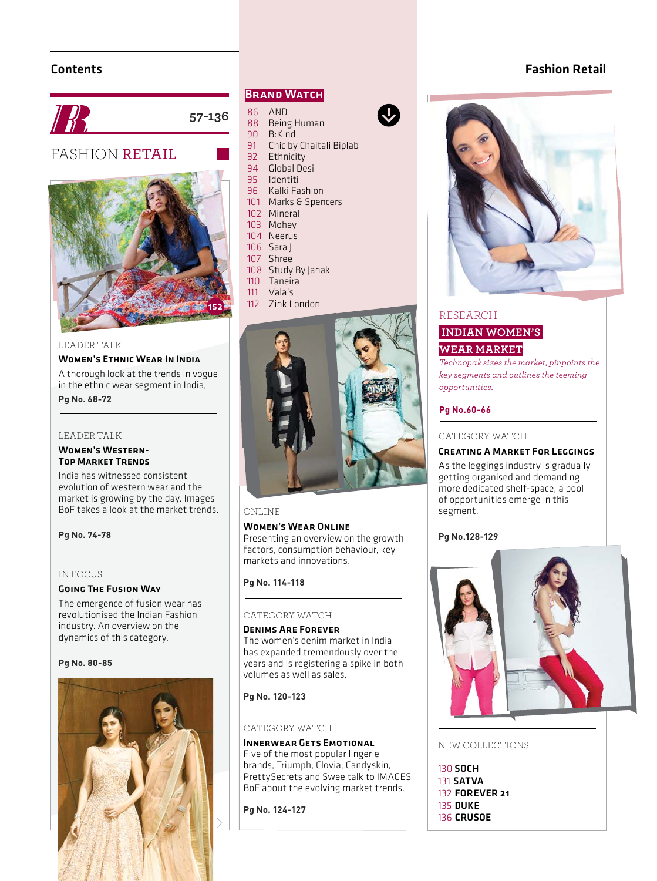## Contents

## Fashion Retail

**57-136**

# FASHION RETAIL

152

LEADER TALK

### Women's Ethnic Wear In India

A thorough look at the trends in vogue in the ethnic wear segment in India,

**Pg No. 68-72**

LEADER TALK

### Women's Western-Top Market Trends

India has witnessed consistent evolution of western wear and the market is growing by the day. Images BoF takes a look at the market trends.

**Pg No. 74-78**

IN FOCUS

### Going The Fusion Way

The emergence of fusion wear has revolutionised the Indian Fashion industry. An overview on the dynamics of this category.

**Pg No. 80-85**

## Brand Watch

- 86 AND
- 88 Being Human
- 90 B:Kind
- 91 Chic by Chaitali Biplab
- 92 Ethnicity
- 94 Global Desi
- 95 Identiti
- 96 Kalki Fashion
- 101 Marks & Spencers
- 102 Mineral
- 103 Mohey
- 104 Neerus
- 106 Sara J
- 107 Shree
- 108 Study By Janak
- 110 Taneira
- 111 Vala's
- 112 Zink London

ONLINE

### Women's Wear Online

Presenting an overview on the growth factors, consumption behaviour, key markets and innovations.

**Pg No. 114-118**

CATEGORY WATCH

### Denims Are Forever

The women's denim market in India has expanded tremendously over the years and is registering a spike in both volumes as well as sales.

**Pg No. 120-123**

CATEGORY WATCH

### Innerwear Gets Emotional

Five of the most popular lingerie brands, Triumph, Clovia, Candyskin, PrettySecrets and Swee talk to IMAGES BoF about the evolving market trends.

**Pg No. 124-127**

RESEARCH

### Indian Women's Wear Market

*Technopak sizes the market, pinpoints the key segments and outlines the teeming opportunities.*

**Pg No.60-66**

CATEGORY WATCH

### Creating A Market For Leggings

As the leggings industry is gradually getting organised and demanding more dedicated shelf-space, a pool of opportunities emerge in this segment.

**Pg No.128-129**

NEW COLLECTIONS

- 130 **SOCH**
- 131 **SATVA**
- 132 **FOREVER 21**
- 135 **DUKE**
- 136 **CRUSOE**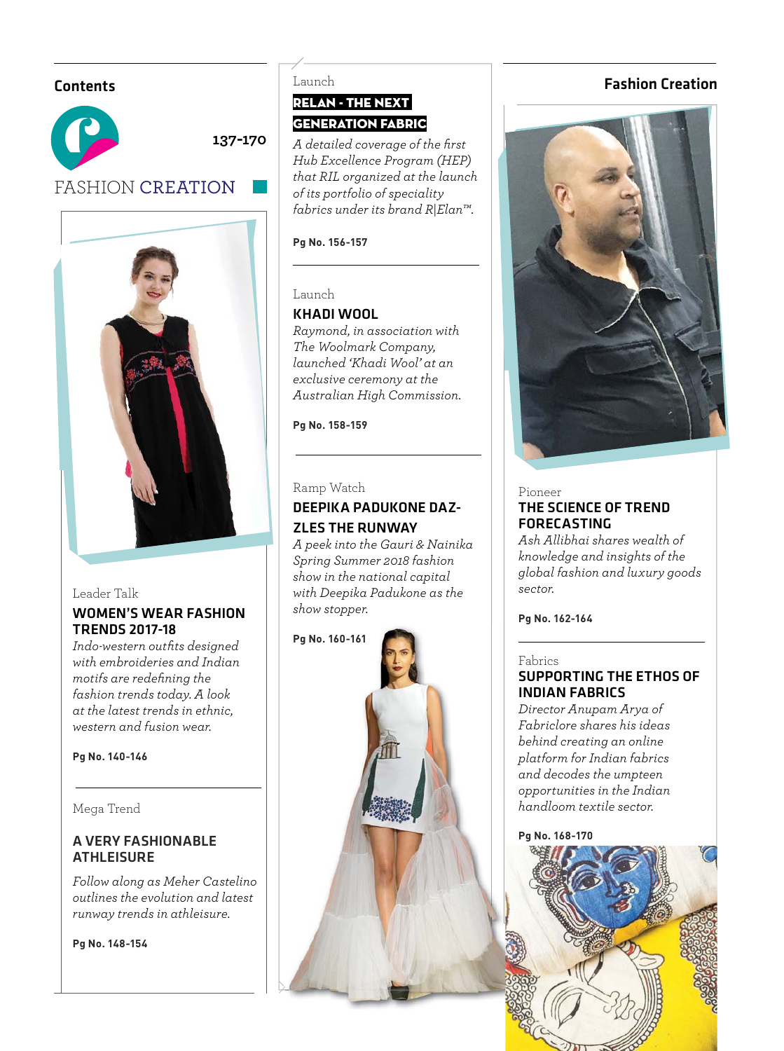## Contents

137-170

FASHION CREATION

Leader Talk

### WOMEN'S WEAR FASHION TRENDS 2017-18

*Indo-western outfits designed with embroideries and Indian motifs are redefining the fashion trends today. A look at the latest trends in ethnic, western and fusion wear.*

**Pg No. 140-146**

Mega Trend

### A VERY FASHIONABLE ATHLEISURE

*Follow along as Meher Castelino outlines the evolution and latest runway trends in athleisure.*

**Pg No. 148-154**

Launch

### RELAN - THE NEXT GENERATION FABRIC

*A detailed coverage of the first Hub Excellence Program (HEP) that RIL organized at the launch of its portfolio of speciality fabrics under its brand R|Elan™.*

**Pg No. 156-157**

Launch

### KHADI WOOL

*Raymond, in association with The Woolmark Company, launched 'Khadi Wool' at an exclusive ceremony at the Australian High Commission.*

**Pg No. 158-159**

Ramp Watch

### DEEPIKA PADUKONE DAZZLES THE RUNWAY

*A peek into the Gauri & Nainika Spring Summer 2018 fashion show in the national capital with Deepika Padukone as the show stopper.*

**Pg No. 160-161**

## Fashion Creation

Pioneer

### THE SCIENCE OF TREND FORECASTING

*Ash Allibhai shares wealth of knowledge and insights of the global fashion and luxury goods sector.*

**Pg No. 162-164**

Fabrics

### SUPPORTING THE ETHOS OF INDIAN FABRICS

*Director Anupam Arya of Fabriclore shares his ideas behind creating an online platform for Indian fabrics and decodes the umpteen opportunities in the Indian handloom textile sector.*

**Pg No. 168-170**